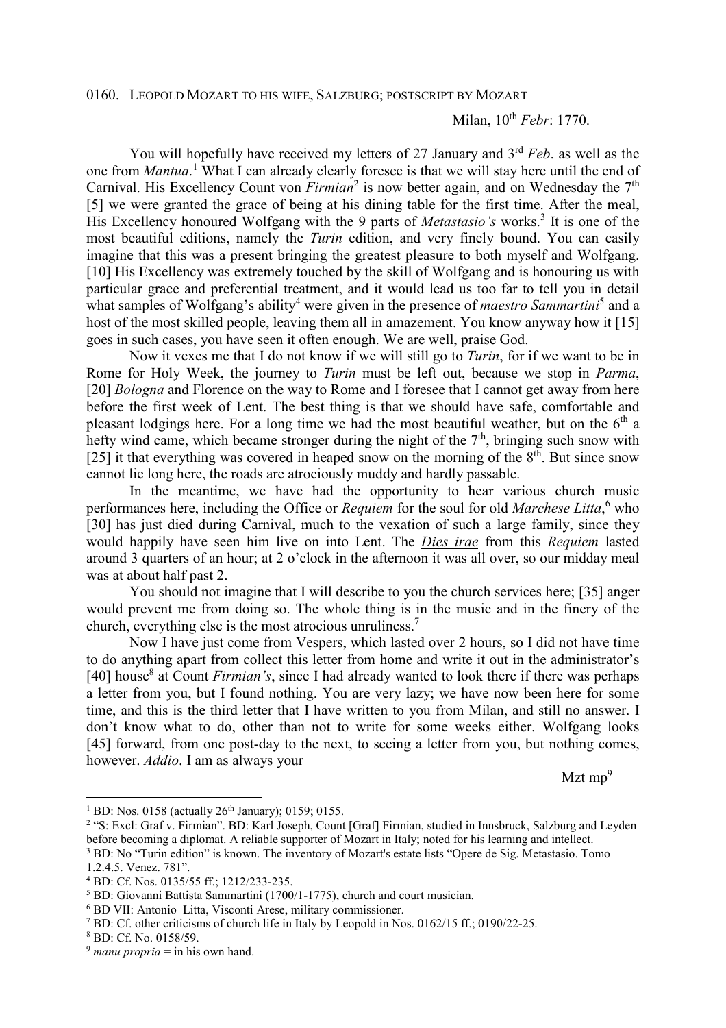0160. LEOPOLD MOZART TO HIS WIFE, SALZBURG; POSTSCRIPT BY MOZART

Milan, 10th *Febr*: 1770.

You will hopefully have received my letters of 27 January and 3rd *Feb*. as well as the one from *Mantua*.[1] What I can already clearly foresee is that we will stay here until the end of Carnival. His Excellency Count von *Firmian*[2] is now better again, and on Wednesday the 7th [5] we were granted the grace of being at his dining table for the first time. After the meal, His Excellency honoured Wolfgang with the 9 parts of *Metastasio's* works.[3] It is one of the most beautiful editions, namely the *Turin* edition, and very finely bound. You can easily imagine that this was a present bringing the greatest pleasure to both myself and Wolfgang. [10] His Excellency was extremely touched by the skill of Wolfgang and is honouring us with particular grace and preferential treatment, and it would lead us too far to tell you in detail what samples of Wolfgang's ability[4] were given in the presence of *maestro Sammartini*[5] and a host of the most skilled people, leaving them all in amazement. You know anyway how it [15] goes in such cases, you have seen it often enough. We are well, praise God.

Now it vexes me that I do not know if we will still go to *Turin*, for if we want to be in Rome for Holy Week, the journey to *Turin* must be left out, because we stop in *Parma*, [20] *Bologna* and Florence on the way to Rome and I foresee that I cannot get away from here before the first week of Lent. The best thing is that we should have safe, comfortable and pleasant lodgings here. For a long time we had the most beautiful weather, but on the 6th a hefty wind came, which became stronger during the night of the 7th, bringing such snow with [25] it that everything was covered in heaped snow on the morning of the 8th. But since snow cannot lie long here, the roads are atrociously muddy and hardly passable.

In the meantime, we have had the opportunity to hear various church music performances here, including the Office or *Requiem* for the soul for old *Marchese Litta*,[6] who [30] has just died during Carnival, much to the vexation of such a large family, since they would happily have seen him live on into Lent. The ***Dies irae*** from this *Requiem* lasted around 3 quarters of an hour; at 2 o'clock in the afternoon it was all over, so our midday meal was at about half past 2.

You should not imagine that I will describe to you the church services here; [35] anger would prevent me from doing so. The whole thing is in the music and in the finery of the church, everything else is the most atrocious unruliness.[7]

Now I have just come from Vespers, which lasted over 2 hours, so I did not have time to do anything apart from collect this letter from home and write it out in the administrator's [40] house[8] at Count *Firmian's*, since I had already wanted to look there if there was perhaps a letter from you, but I found nothing. You are very lazy; we have now been here for some time, and this is the third letter that I have written to you from Milan, and still no answer. I don't know what to do, other than not to write for some weeks either. Wolfgang looks [45] forward, from one post-day to the next, to seeing a letter from you, but nothing comes, however. *Addio*. I am as always your

Mzt mp[9]

---

[1] BD: Nos. 0158 (actually 26th January); 0159; 0155.

[2] "S: Excl: Graf v. Firmian". BD: Karl Joseph, Count [Graf] Firmian, studied in Innsbruck, Salzburg and Leyden before becoming a diplomat. A reliable supporter of Mozart in Italy; noted for his learning and intellect.

[3] BD: No "Turin edition" is known. The inventory of Mozart's estate lists "Opere de Sig. Metastasio. Tomo 1.2.4.5. Venez. 781".

[4] BD: Cf. Nos. 0135/55 ff.; 1212/233-235.

[5] BD: Giovanni Battista Sammartini (1700/1-1775), church and court musician.

[6] BD VII: Antonio Litta, Visconti Arese, military commissioner.

[7] BD: Cf. other criticisms of church life in Italy by Leopold in Nos. 0162/15 ff.; 0190/22-25.

[8] BD: Cf. No. 0158/59.

[9] *manu propria* = in his own hand.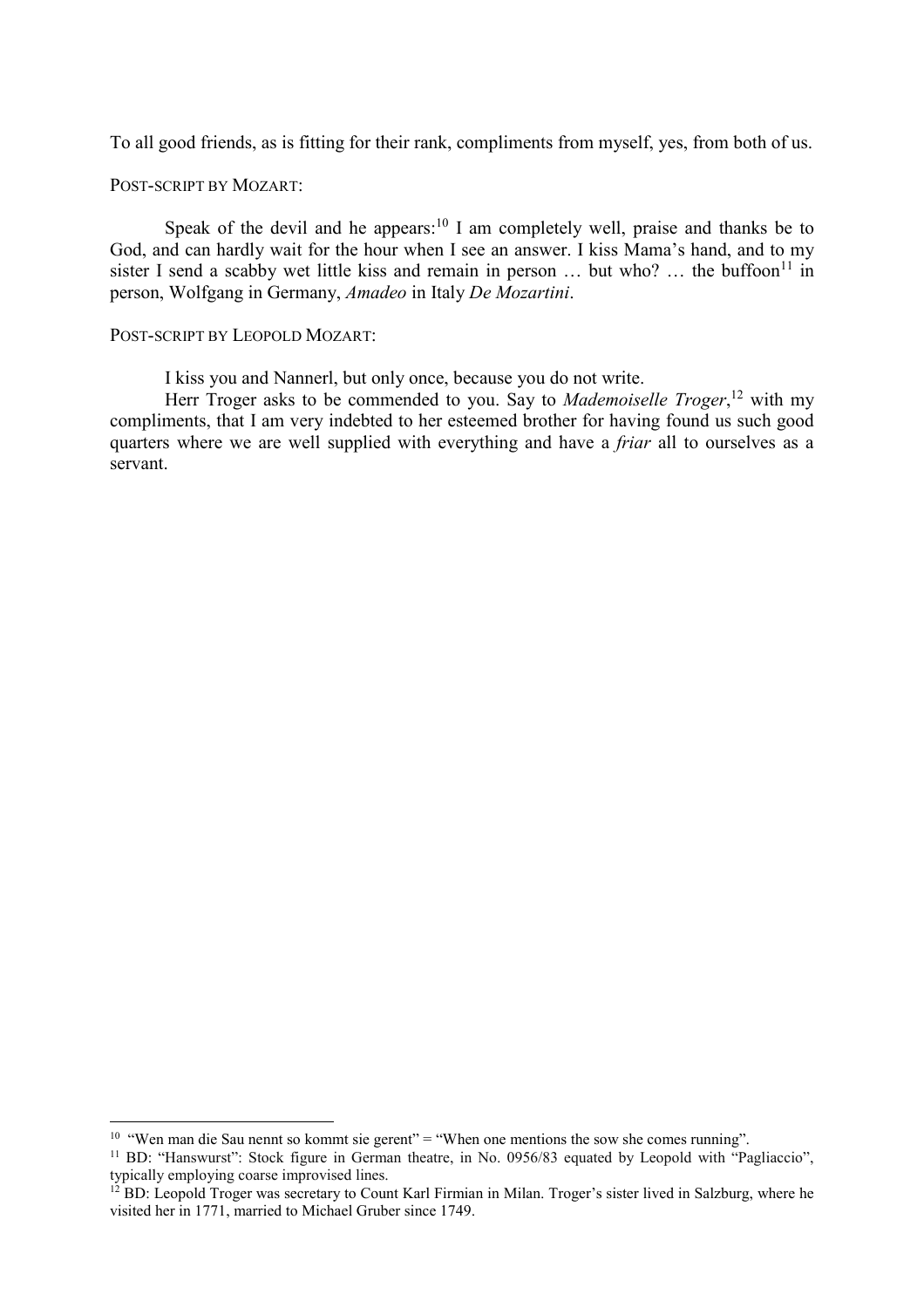To all good friends, as is fitting for their rank, compliments from myself, yes, from both of us.

POST-SCRIPT BY MOZART:

Speak of the devil and he appears:[10] I am completely well, praise and thanks be to God, and can hardly wait for the hour when I see an answer. I kiss Mama's hand, and to my sister I send a scabby wet little kiss and remain in person … but who? … the buffoon[11] in person, Wolfgang in Germany, *Amadeo* in Italy *De Mozartini*.

POST-SCRIPT BY LEOPOLD MOZART:

I kiss you and Nannerl, but only once, because you do not write.

Herr Troger asks to be commended to you. Say to *Mademoiselle Troger*,[12] with my compliments, that I am very indebted to her esteemed brother for having found us such good quarters where we are well supplied with everything and have a *friar* all to ourselves as a servant.

---

[10] "Wen man die Sau nennt so kommt sie gerent" = "When one mentions the sow she comes running".

[11] BD: "Hanswurst": Stock figure in German theatre, in No. 0956/83 equated by Leopold with "Pagliaccio", typically employing coarse improvised lines.

[12] BD: Leopold Troger was secretary to Count Karl Firmian in Milan. Troger's sister lived in Salzburg, where he visited her in 1771, married to Michael Gruber since 1749.